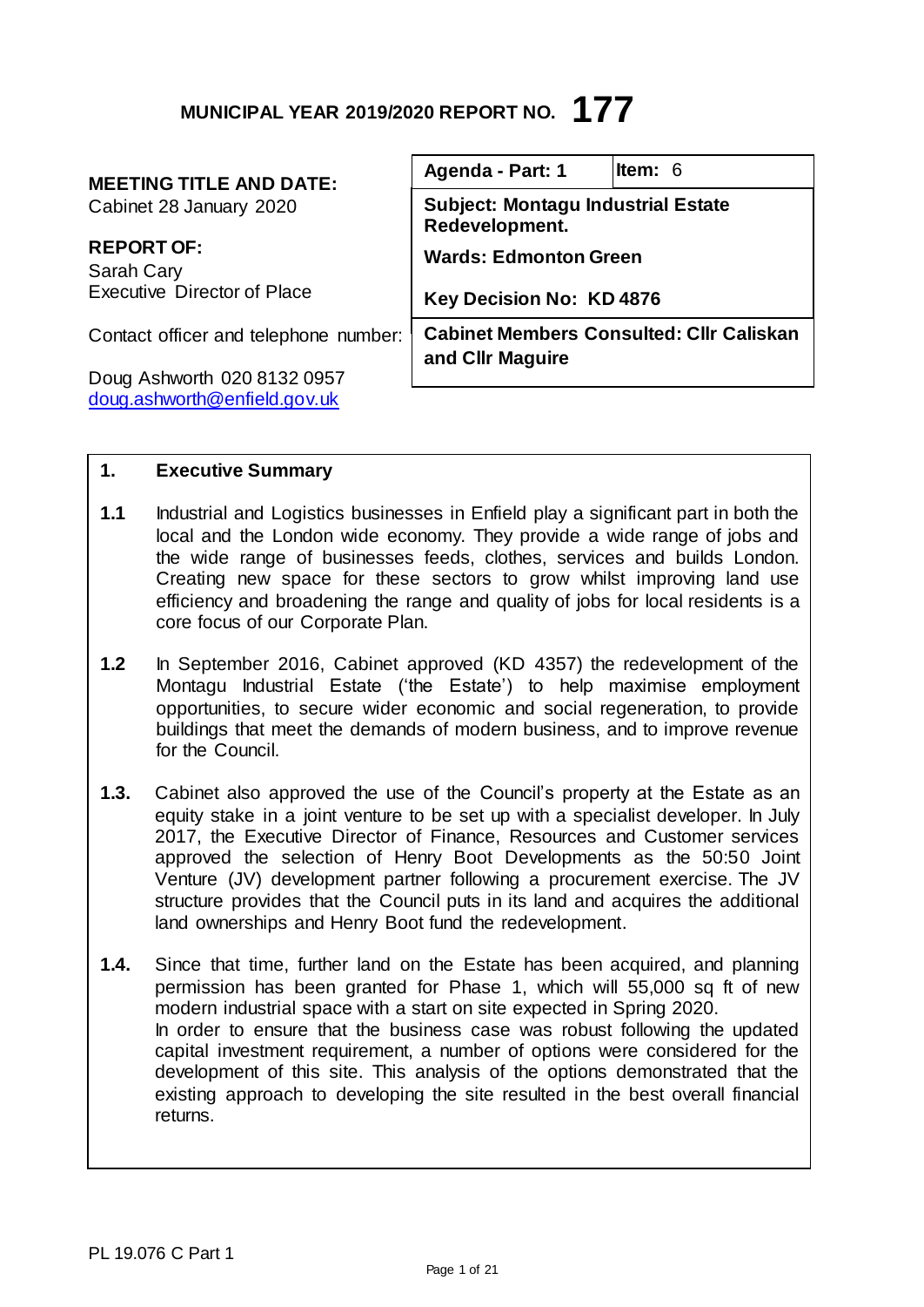# MUNICIPAL YEAR 2019/2020 REPORT NO. 177

**MEETING TITLE AND DATE:**
Cabinet 28 January 2020

**REPORT OF:**
Sarah Cary
Executive Director of Place

Contact officer and telephone number:

Doug Ashworth 020 8132 0957
doug.ashworth@enfield.gov.uk

| **Agenda - Part: 1** | **Item:** 6 |
|---|---|
| **Subject: Montagu Industrial Estate Redevelopment.** | |
| **Wards: Edmonton Green** | |
| **Key Decision No: KD 4876** | |
| **Cabinet Members Consulted: Cllr Caliskan and Cllr Maguire** | |

## 1. Executive Summary

**1.1** Industrial and Logistics businesses in Enfield play a significant part in both the local and the London wide economy. They provide a wide range of jobs and the wide range of businesses feeds, clothes, services and builds London. Creating new space for these sectors to grow whilst improving land use efficiency and broadening the range and quality of jobs for local residents is a core focus of our Corporate Plan.

**1.2** In September 2016, Cabinet approved (KD 4357) the redevelopment of the Montagu Industrial Estate ('the Estate') to help maximise employment opportunities, to secure wider economic and social regeneration, to provide buildings that meet the demands of modern business, and to improve revenue for the Council.

**1.3.** Cabinet also approved the use of the Council's property at the Estate as an equity stake in a joint venture to be set up with a specialist developer. In July 2017, the Executive Director of Finance, Resources and Customer services approved the selection of Henry Boot Developments as the 50:50 Joint Venture (JV) development partner following a procurement exercise. The JV structure provides that the Council puts in its land and acquires the additional land ownerships and Henry Boot fund the redevelopment.

**1.4.** Since that time, further land on the Estate has been acquired, and planning permission has been granted for Phase 1, which will 55,000 sq ft of new modern industrial space with a start on site expected in Spring 2020.
In order to ensure that the business case was robust following the updated capital investment requirement, a number of options were considered for the development of this site. This analysis of the options demonstrated that the existing approach to developing the site resulted in the best overall financial returns.

PL 19.076 C Part 1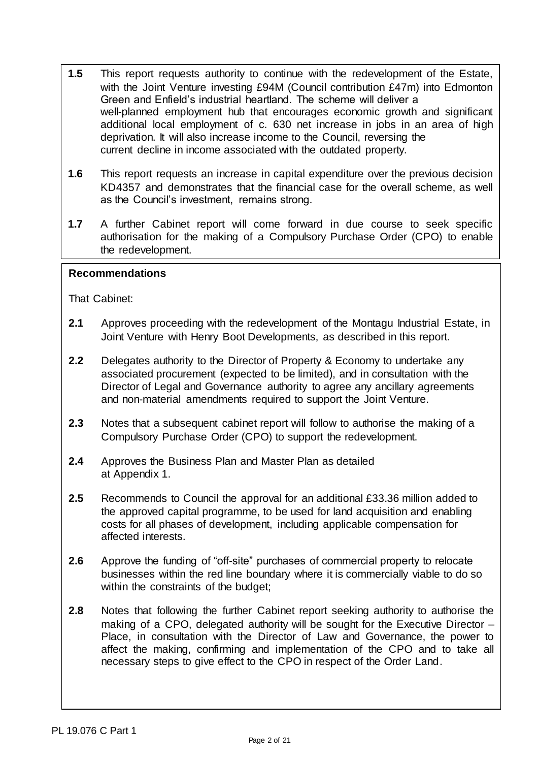**1.5** This report requests authority to continue with the redevelopment of the Estate, with the Joint Venture investing £94M (Council contribution £47m) into Edmonton Green and Enfield's industrial heartland. The scheme will deliver a well-planned employment hub that encourages economic growth and significant additional local employment of c. 630 net increase in jobs in an area of high deprivation. It will also increase income to the Council, reversing the current decline in income associated with the outdated property.

**1.6** This report requests an increase in capital expenditure over the previous decision KD4357 and demonstrates that the financial case for the overall scheme, as well as the Council's investment, remains strong.

**1.7** A further Cabinet report will come forward in due course to seek specific authorisation for the making of a Compulsory Purchase Order (CPO) to enable the redevelopment.

**Recommendations**

That Cabinet:

**2.1** Approves proceeding with the redevelopment of the Montagu Industrial Estate, in Joint Venture with Henry Boot Developments, as described in this report.

**2.2** Delegates authority to the Director of Property & Economy to undertake any associated procurement (expected to be limited), and in consultation with the Director of Legal and Governance authority to agree any ancillary agreements and non-material amendments required to support the Joint Venture.

**2.3** Notes that a subsequent cabinet report will follow to authorise the making of a Compulsory Purchase Order (CPO) to support the redevelopment.

**2.4** Approves the Business Plan and Master Plan as detailed at Appendix 1.

**2.5** Recommends to Council the approval for an additional £33.36 million added to the approved capital programme, to be used for land acquisition and enabling costs for all phases of development, including applicable compensation for affected interests.

**2.6** Approve the funding of "off-site" purchases of commercial property to relocate businesses within the red line boundary where it is commercially viable to do so within the constraints of the budget;

**2.8** Notes that following the further Cabinet report seeking authority to authorise the making of a CPO, delegated authority will be sought for the Executive Director – Place, in consultation with the Director of Law and Governance, the power to affect the making, confirming and implementation of the CPO and to take all necessary steps to give effect to the CPO in respect of the Order Land.

PL 19.076 C Part 1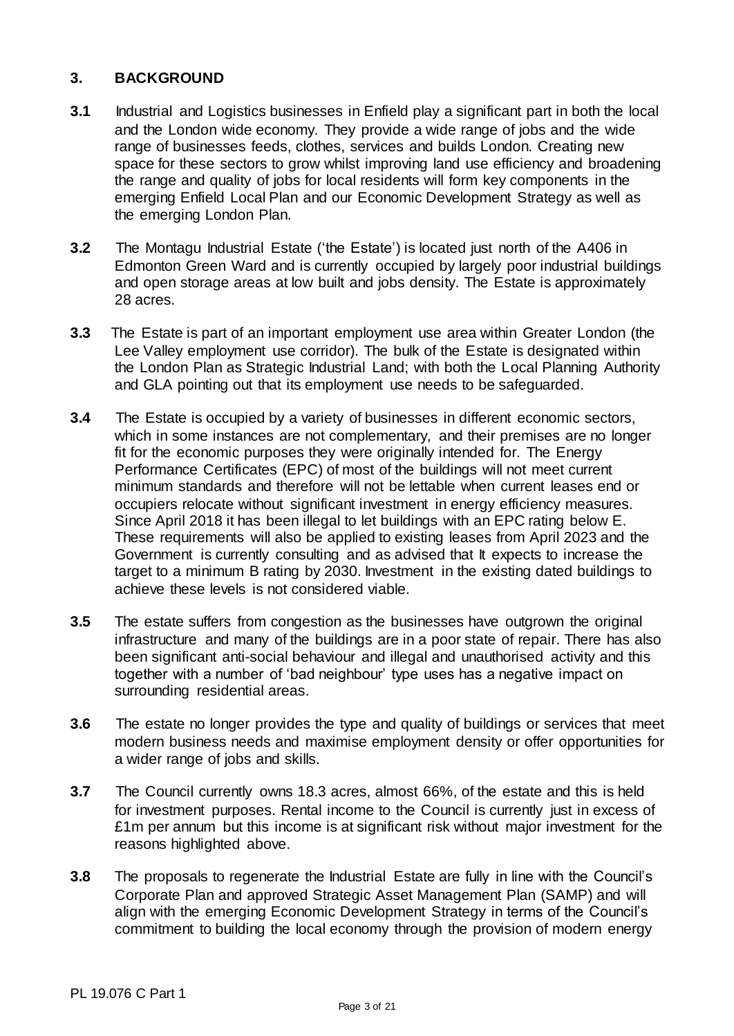## 3. BACKGROUND

**3.1** Industrial and Logistics businesses in Enfield play a significant part in both the local and the London wide economy. They provide a wide range of jobs and the wide range of businesses feeds, clothes, services and builds London. Creating new space for these sectors to grow whilst improving land use efficiency and broadening the range and quality of jobs for local residents will form key components in the emerging Enfield Local Plan and our Economic Development Strategy as well as the emerging London Plan.

**3.2** The Montagu Industrial Estate ('the Estate') is located just north of the A406 in Edmonton Green Ward and is currently occupied by largely poor industrial buildings and open storage areas at low built and jobs density. The Estate is approximately 28 acres.

**3.3** The Estate is part of an important employment use area within Greater London (the Lee Valley employment use corridor). The bulk of the Estate is designated within the London Plan as Strategic Industrial Land; with both the Local Planning Authority and GLA pointing out that its employment use needs to be safeguarded.

**3.4** The Estate is occupied by a variety of businesses in different economic sectors, which in some instances are not complementary, and their premises are no longer fit for the economic purposes they were originally intended for. The Energy Performance Certificates (EPC) of most of the buildings will not meet current minimum standards and therefore will not be lettable when current leases end or occupiers relocate without significant investment in energy efficiency measures. Since April 2018 it has been illegal to let buildings with an EPC rating below E. These requirements will also be applied to existing leases from April 2023 and the Government is currently consulting and as advised that It expects to increase the target to a minimum B rating by 2030. Investment in the existing dated buildings to achieve these levels is not considered viable.

**3.5** The estate suffers from congestion as the businesses have outgrown the original infrastructure and many of the buildings are in a poor state of repair. There has also been significant anti-social behaviour and illegal and unauthorised activity and this together with a number of 'bad neighbour' type uses has a negative impact on surrounding residential areas.

**3.6** The estate no longer provides the type and quality of buildings or services that meet modern business needs and maximise employment density or offer opportunities for a wider range of jobs and skills.

**3.7** The Council currently owns 18.3 acres, almost 66%, of the estate and this is held for investment purposes. Rental income to the Council is currently just in excess of £1m per annum but this income is at significant risk without major investment for the reasons highlighted above.

**3.8** The proposals to regenerate the Industrial Estate are fully in line with the Council's Corporate Plan and approved Strategic Asset Management Plan (SAMP) and will align with the emerging Economic Development Strategy in terms of the Council's commitment to building the local economy through the provision of modern energy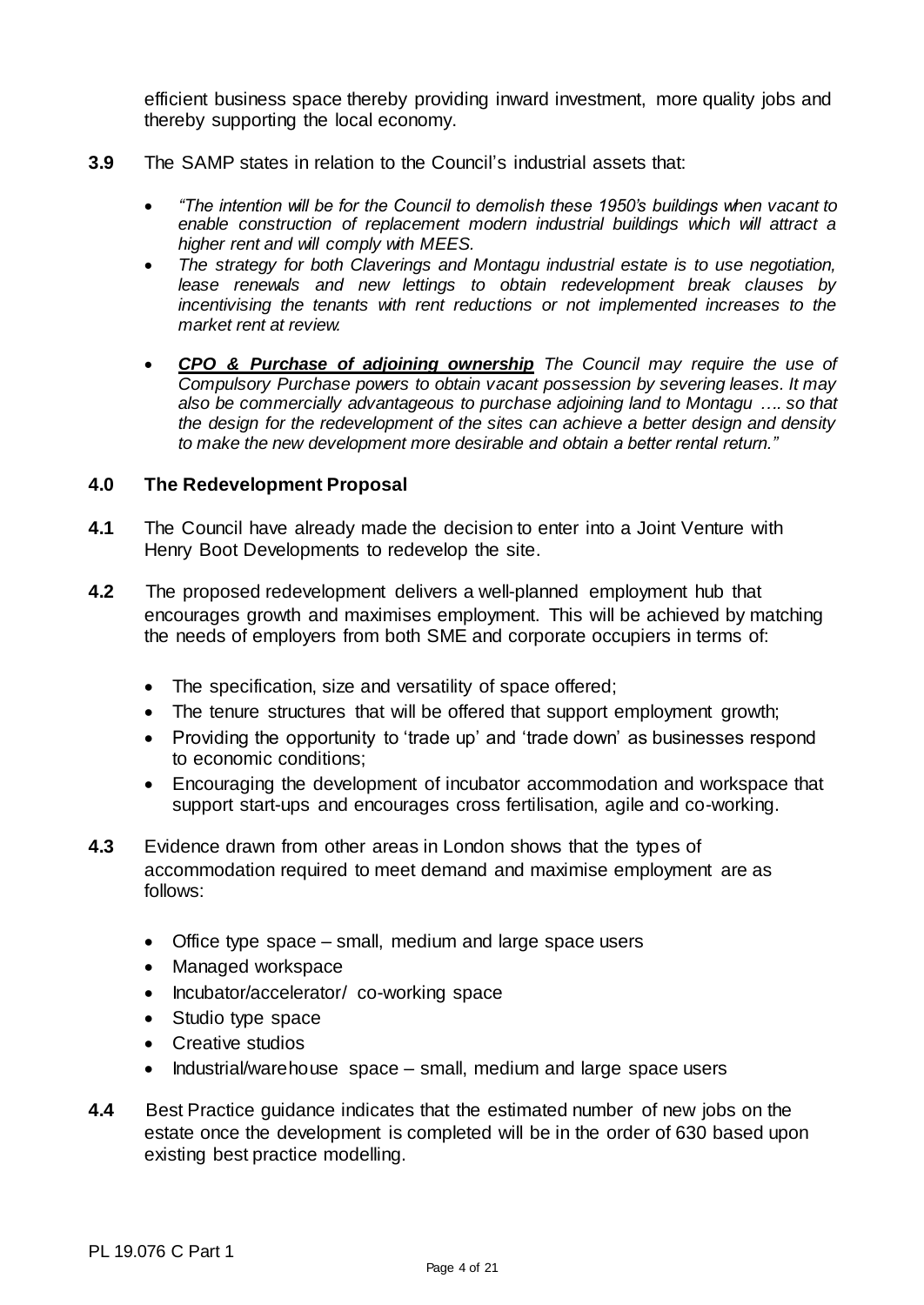efficient business space thereby providing inward investment, more quality jobs and thereby supporting the local economy.

**3.9** The SAMP states in relation to the Council's industrial assets that:

- *"The intention will be for the Council to demolish these 1950's buildings when vacant to enable construction of replacement modern industrial buildings which will attract a higher rent and will comply with MEES.*
- *The strategy for both Claverings and Montagu industrial estate is to use negotiation, lease renewals and new lettings to obtain redevelopment break clauses by incentivising the tenants with rent reductions or not implemented increases to the market rent at review.*
- ***CPO & Purchase of adjoining ownership*** *The Council may require the use of Compulsory Purchase powers to obtain vacant possession by severing leases. It may also be commercially advantageous to purchase adjoining land to Montagu …. so that the design for the redevelopment of the sites can achieve a better design and density to make the new development more desirable and obtain a better rental return."*

## 4.0 The Redevelopment Proposal

**4.1** The Council have already made the decision to enter into a Joint Venture with Henry Boot Developments to redevelop the site.

**4.2** The proposed redevelopment delivers a well-planned employment hub that encourages growth and maximises employment. This will be achieved by matching the needs of employers from both SME and corporate occupiers in terms of:

- The specification, size and versatility of space offered;
- The tenure structures that will be offered that support employment growth;
- Providing the opportunity to 'trade up' and 'trade down' as businesses respond to economic conditions;
- Encouraging the development of incubator accommodation and workspace that support start-ups and encourages cross fertilisation, agile and co-working.

**4.3** Evidence drawn from other areas in London shows that the types of accommodation required to meet demand and maximise employment are as follows:

- Office type space – small, medium and large space users
- Managed workspace
- Incubator/accelerator/ co-working space
- Studio type space
- Creative studios
- Industrial/warehouse space – small, medium and large space users

**4.4** Best Practice guidance indicates that the estimated number of new jobs on the estate once the development is completed will be in the order of 630 based upon existing best practice modelling.

PL 19.076 C Part 1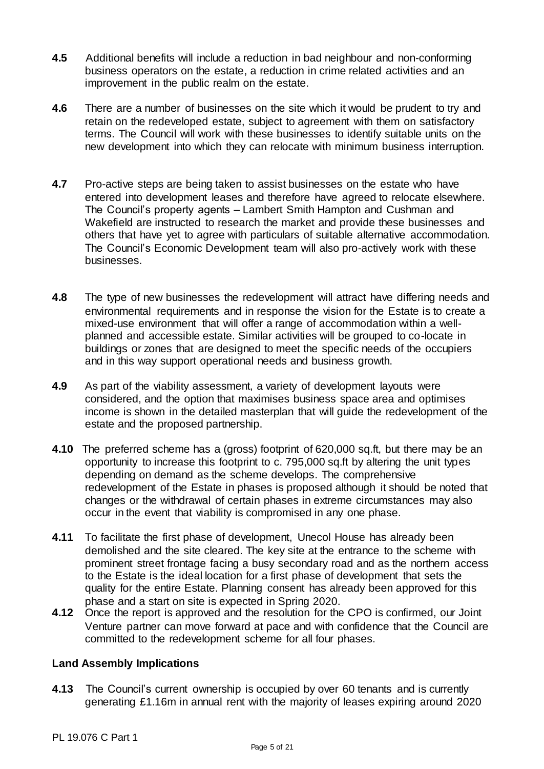**4.5** Additional benefits will include a reduction in bad neighbour and non-conforming business operators on the estate, a reduction in crime related activities and an improvement in the public realm on the estate.

**4.6** There are a number of businesses on the site which it would be prudent to try and retain on the redeveloped estate, subject to agreement with them on satisfactory terms. The Council will work with these businesses to identify suitable units on the new development into which they can relocate with minimum business interruption.

**4.7** Pro-active steps are being taken to assist businesses on the estate who have entered into development leases and therefore have agreed to relocate elsewhere. The Council's property agents – Lambert Smith Hampton and Cushman and Wakefield are instructed to research the market and provide these businesses and others that have yet to agree with particulars of suitable alternative accommodation. The Council's Economic Development team will also pro-actively work with these businesses.

**4.8** The type of new businesses the redevelopment will attract have differing needs and environmental requirements and in response the vision for the Estate is to create a mixed-use environment that will offer a range of accommodation within a well-planned and accessible estate. Similar activities will be grouped to co-locate in buildings or zones that are designed to meet the specific needs of the occupiers and in this way support operational needs and business growth.

**4.9** As part of the viability assessment, a variety of development layouts were considered, and the option that maximises business space area and optimises income is shown in the detailed masterplan that will guide the redevelopment of the estate and the proposed partnership.

**4.10** The preferred scheme has a (gross) footprint of 620,000 sq.ft, but there may be an opportunity to increase this footprint to c. 795,000 sq.ft by altering the unit types depending on demand as the scheme develops. The comprehensive redevelopment of the Estate in phases is proposed although it should be noted that changes or the withdrawal of certain phases in extreme circumstances may also occur in the event that viability is compromised in any one phase.

**4.11** To facilitate the first phase of development, Unecol House has already been demolished and the site cleared. The key site at the entrance to the scheme with prominent street frontage facing a busy secondary road and as the northern access to the Estate is the ideal location for a first phase of development that sets the quality for the entire Estate. Planning consent has already been approved for this phase and a start on site is expected in Spring 2020.

**4.12** Once the report is approved and the resolution for the CPO is confirmed, our Joint Venture partner can move forward at pace and with confidence that the Council are committed to the redevelopment scheme for all four phases.

## Land Assembly Implications

**4.13** The Council's current ownership is occupied by over 60 tenants and is currently generating £1.16m in annual rent with the majority of leases expiring around 2020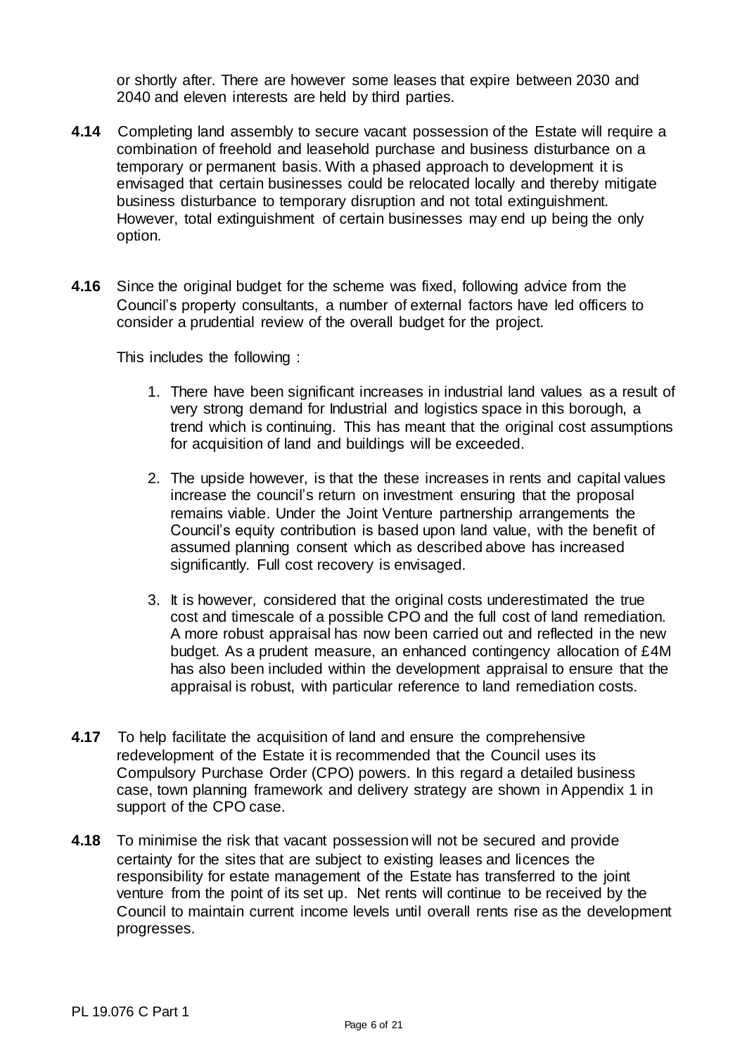or shortly after. There are however some leases that expire between 2030 and 2040 and eleven interests are held by third parties.

**4.14** Completing land assembly to secure vacant possession of the Estate will require a combination of freehold and leasehold purchase and business disturbance on a temporary or permanent basis. With a phased approach to development it is envisaged that certain businesses could be relocated locally and thereby mitigate business disturbance to temporary disruption and not total extinguishment. However, total extinguishment of certain businesses may end up being the only option.

**4.16** Since the original budget for the scheme was fixed, following advice from the Council's property consultants, a number of external factors have led officers to consider a prudential review of the overall budget for the project.

This includes the following :

1. There have been significant increases in industrial land values as a result of very strong demand for Industrial and logistics space in this borough, a trend which is continuing. This has meant that the original cost assumptions for acquisition of land and buildings will be exceeded.

2. The upside however, is that the these increases in rents and capital values increase the council's return on investment ensuring that the proposal remains viable. Under the Joint Venture partnership arrangements the Council's equity contribution is based upon land value, with the benefit of assumed planning consent which as described above has increased significantly. Full cost recovery is envisaged.

3. It is however, considered that the original costs underestimated the true cost and timescale of a possible CPO and the full cost of land remediation. A more robust appraisal has now been carried out and reflected in the new budget. As a prudent measure, an enhanced contingency allocation of £4M has also been included within the development appraisal to ensure that the appraisal is robust, with particular reference to land remediation costs.

**4.17** To help facilitate the acquisition of land and ensure the comprehensive redevelopment of the Estate it is recommended that the Council uses its Compulsory Purchase Order (CPO) powers. In this regard a detailed business case, town planning framework and delivery strategy are shown in Appendix 1 in support of the CPO case.

**4.18** To minimise the risk that vacant possession will not be secured and provide certainty for the sites that are subject to existing leases and licences the responsibility for estate management of the Estate has transferred to the joint venture from the point of its set up. Net rents will continue to be received by the Council to maintain current income levels until overall rents rise as the development progresses.

PL 19.076 C Part 1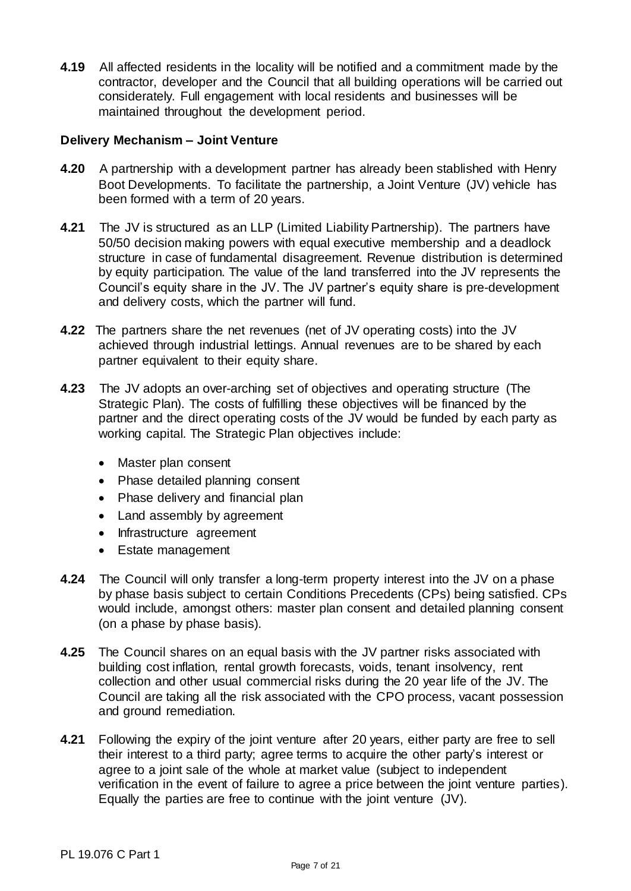**4.19** All affected residents in the locality will be notified and a commitment made by the contractor, developer and the Council that all building operations will be carried out considerately. Full engagement with local residents and businesses will be maintained throughout the development period.

**Delivery Mechanism – Joint Venture**

**4.20** A partnership with a development partner has already been stablished with Henry Boot Developments. To facilitate the partnership, a Joint Venture (JV) vehicle has been formed with a term of 20 years.

**4.21** The JV is structured as an LLP (Limited Liability Partnership). The partners have 50/50 decision making powers with equal executive membership and a deadlock structure in case of fundamental disagreement. Revenue distribution is determined by equity participation. The value of the land transferred into the JV represents the Council's equity share in the JV. The JV partner's equity share is pre-development and delivery costs, which the partner will fund.

**4.22** The partners share the net revenues (net of JV operating costs) into the JV achieved through industrial lettings. Annual revenues are to be shared by each partner equivalent to their equity share.

**4.23** The JV adopts an over-arching set of objectives and operating structure (The Strategic Plan). The costs of fulfilling these objectives will be financed by the partner and the direct operating costs of the JV would be funded by each party as working capital. The Strategic Plan objectives include:

- Master plan consent
- Phase detailed planning consent
- Phase delivery and financial plan
- Land assembly by agreement
- Infrastructure agreement
- Estate management

**4.24** The Council will only transfer a long-term property interest into the JV on a phase by phase basis subject to certain Conditions Precedents (CPs) being satisfied. CPs would include, amongst others: master plan consent and detailed planning consent (on a phase by phase basis).

**4.25** The Council shares on an equal basis with the JV partner risks associated with building cost inflation, rental growth forecasts, voids, tenant insolvency, rent collection and other usual commercial risks during the 20 year life of the JV. The Council are taking all the risk associated with the CPO process, vacant possession and ground remediation.

**4.21** Following the expiry of the joint venture after 20 years, either party are free to sell their interest to a third party; agree terms to acquire the other party's interest or agree to a joint sale of the whole at market value (subject to independent verification in the event of failure to agree a price between the joint venture parties). Equally the parties are free to continue with the joint venture (JV).

PL 19.076 C Part 1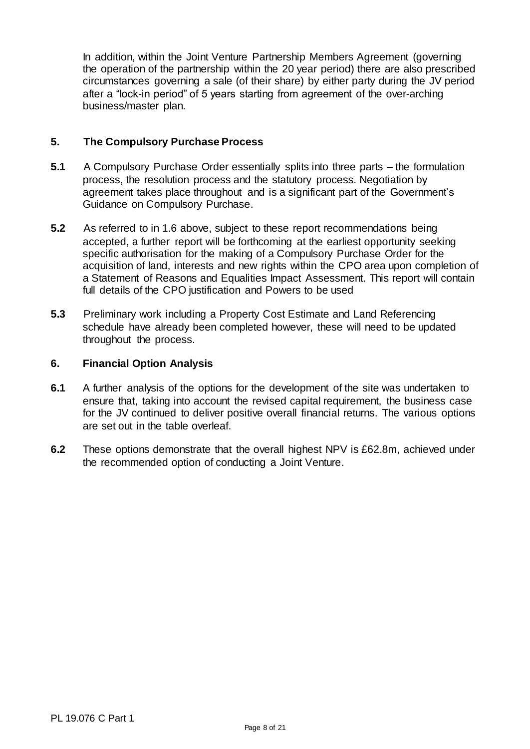In addition, within the Joint Venture Partnership Members Agreement (governing the operation of the partnership within the 20 year period) there are also prescribed circumstances governing a sale (of their share) by either party during the JV period after a "lock-in period" of 5 years starting from agreement of the over-arching business/master plan.

## 5. The Compulsory Purchase Process

**5.1** A Compulsory Purchase Order essentially splits into three parts – the formulation process, the resolution process and the statutory process. Negotiation by agreement takes place throughout and is a significant part of the Government's Guidance on Compulsory Purchase.

**5.2** As referred to in 1.6 above, subject to these report recommendations being accepted, a further report will be forthcoming at the earliest opportunity seeking specific authorisation for the making of a Compulsory Purchase Order for the acquisition of land, interests and new rights within the CPO area upon completion of a Statement of Reasons and Equalities Impact Assessment. This report will contain full details of the CPO justification and Powers to be used

**5.3** Preliminary work including a Property Cost Estimate and Land Referencing schedule have already been completed however, these will need to be updated throughout the process.

## 6. Financial Option Analysis

**6.1** A further analysis of the options for the development of the site was undertaken to ensure that, taking into account the revised capital requirement, the business case for the JV continued to deliver positive overall financial returns. The various options are set out in the table overleaf.

**6.2** These options demonstrate that the overall highest NPV is £62.8m, achieved under the recommended option of conducting a Joint Venture.

PL 19.076 C Part 1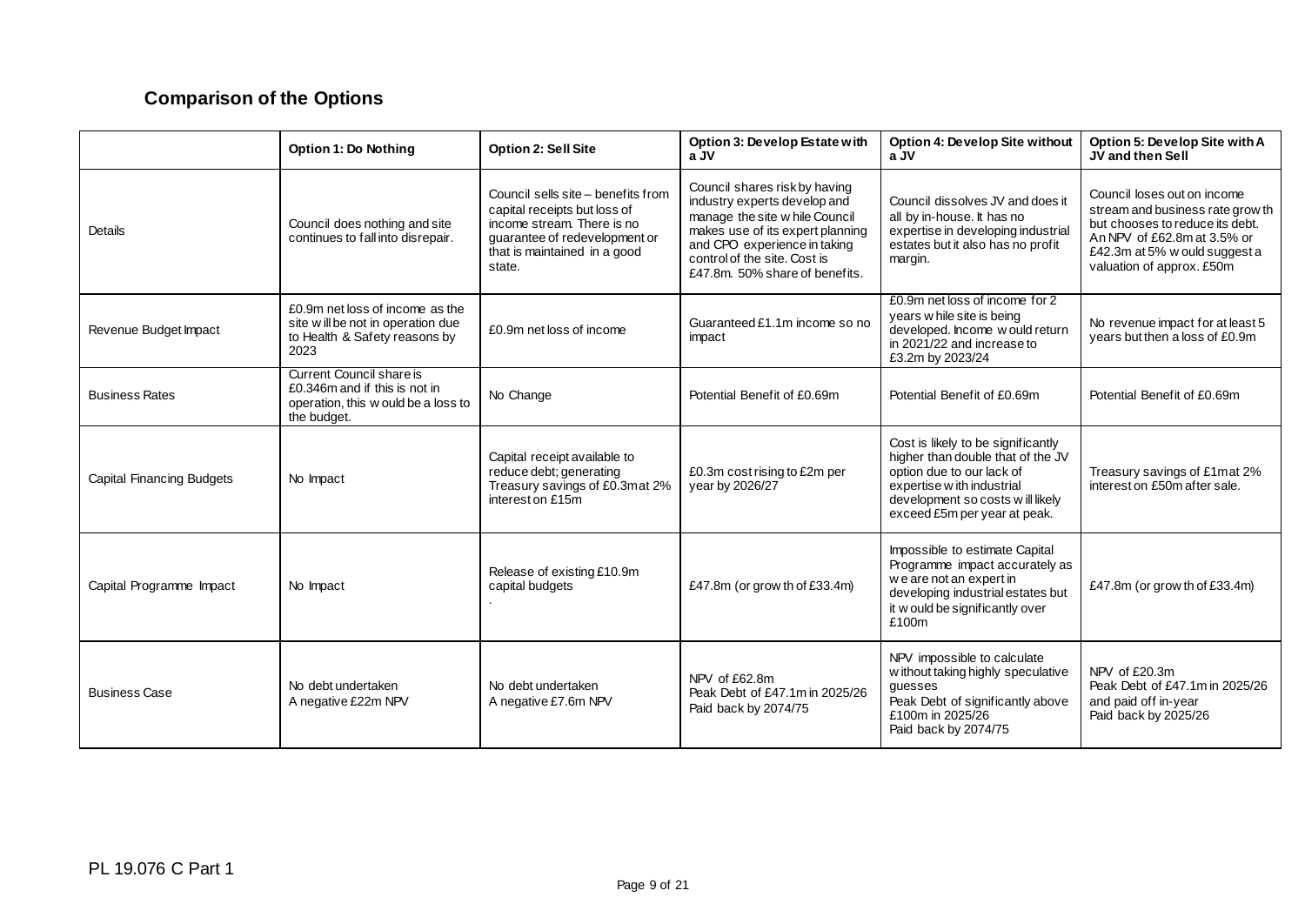## Comparison of the Options

| | Option 1: Do Nothing | Option 2: Sell Site | Option 3: Develop Estate with a JV | Option 4: Develop Site without a JV | Option 5: Develop Site with A JV and then Sell |
|---|---|---|---|---|---|
| Details | Council does nothing and site continues to fall into disrepair. | Council sells site – benefits from capital receipts but loss of income stream. There is no guarantee of redevelopment or that is maintained in a good state. | Council shares risk by having industry experts develop and manage the site while Council makes use of its expert planning and CPO experience in taking control of the site. Cost is £47.8m. 50% share of benefits. | Council dissolves JV and does it all by in-house. It has no expertise in developing industrial estates but it also has no profit margin. | Council loses out on income stream and business rate growth but chooses to reduce its debt. An NPV of £62.8m at 3.5% or £42.3m at 5% would suggest a valuation of approx. £50m |
| Revenue Budget Impact | £0.9m net loss of income as the site will be not in operation due to Health & Safety reasons by 2023 | £0.9m net loss of income | Guaranteed £1.1m income so no impact | £0.9m net loss of income for 2 years while site is being developed. Income would return in 2021/22 and increase to £3.2m by 2023/24 | No revenue impact for at least 5 years but then a loss of £0.9m |
| Business Rates | Current Council share is £0.346m and if this is not in operation, this would be a loss to the budget. | No Change | Potential Benefit of £0.69m | Potential Benefit of £0.69m | Potential Benefit of £0.69m |
| Capital Financing Budgets | No Impact | Capital receipt available to reduce debt; generating Treasury savings of £0.3m at 2% interest on £15m | £0.3m cost rising to £2m per year by 2026/27 | Cost is likely to be significantly higher than double that of the JV option due to our lack of expertise with industrial development so costs will likely exceed £5m per year at peak. | Treasury savings of £1m at 2% interest on £50m after sale. |
| Capital Programme Impact | No Impact | Release of existing £10.9m capital budgets<br>. | £47.8m (or growth of £33.4m) | Impossible to estimate Capital Programme impact accurately as we are not an expert in developing industrial estates but it would be significantly over £100m | £47.8m (or growth of £33.4m) |
| Business Case | No debt undertaken<br>A negative £22m NPV | No debt undertaken<br>A negative £7.6m NPV | NPV of £62.8m<br>Peak Debt of £47.1m in 2025/26<br>Paid back by 2074/75 | NPV impossible to calculate without taking highly speculative guesses<br>Peak Debt of significantly above £100m in 2025/26<br>Paid back by 2074/75 | NPV of £20.3m<br>Peak Debt of £47.1m in 2025/26 and paid off in-year<br>Paid back by 2025/26 |

PL 19.076 C Part 1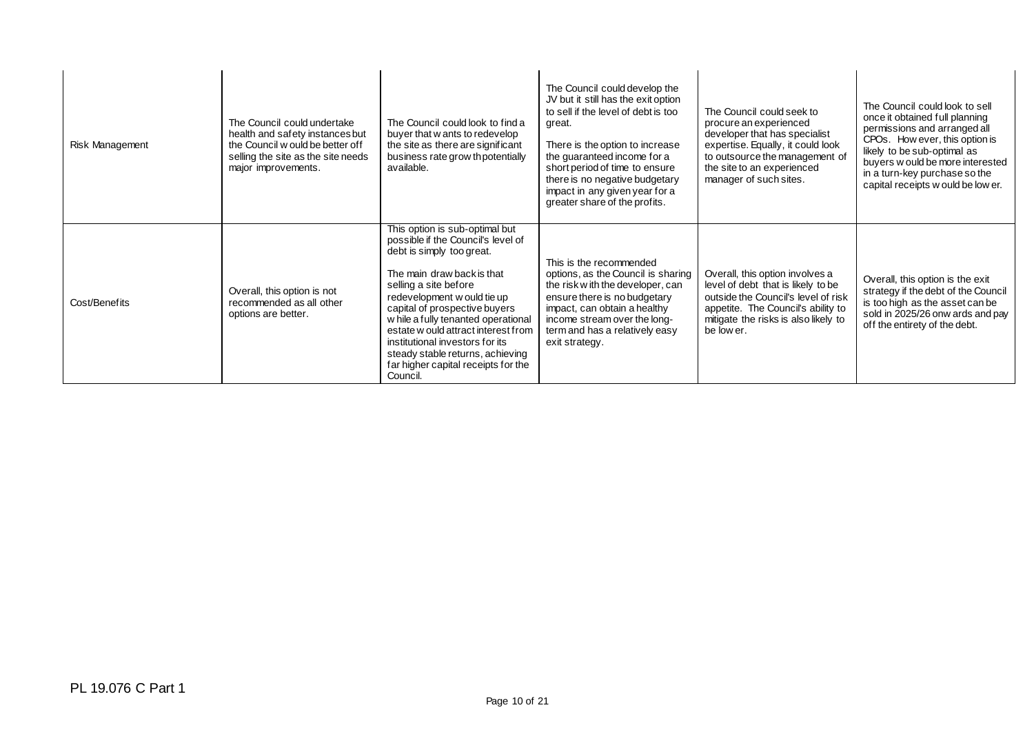| | | | | | |
|---|---|---|---|---|---|
| Risk Management | The Council could undertake health and safety instances but the Council would be better off selling the site as the site needs major improvements. | The Council could look to find a buyer that wants to redevelop the site as there are significant business rate growth potentially available. | The Council could develop the JV but it still has the exit option to sell if the level of debt is too great.<br><br>There is the option to increase the guaranteed income for a short period of time to ensure there is no negative budgetary impact in any given year for a greater share of the profits. | The Council could seek to procure an experienced developer that has specialist expertise. Equally, it could look to outsource the management of the site to an experienced manager of such sites. | The Council could look to sell once it obtained full planning permissions and arranged all CPOs. However, this option is likely to be sub-optimal as buyers would be more interested in a turn-key purchase so the capital receipts would be lower. |
| Cost/Benefits | Overall, this option is not recommended as all other options are better. | This option is sub-optimal but possible if the Council's level of debt is simply too great.<br><br>The main drawback is that selling a site before redevelopment would tie up capital of prospective buyers while a fully tenanted operational estate would attract interest from institutional investors for its steady stable returns, achieving far higher capital receipts for the Council. | This is the recommended options, as the Council is sharing the risk with the developer, can ensure there is no budgetary impact, can obtain a healthy income stream over the long-term and has a relatively easy exit strategy. | Overall, this option involves a level of debt that is likely to be outside the Council's level of risk appetite. The Council's ability to mitigate the risks is also likely to be lower. | Overall, this option is the exit strategy if the debt of the Council is too high as the asset can be sold in 2025/26 onwards and pay off the entirety of the debt. |

PL 19.076 C Part 1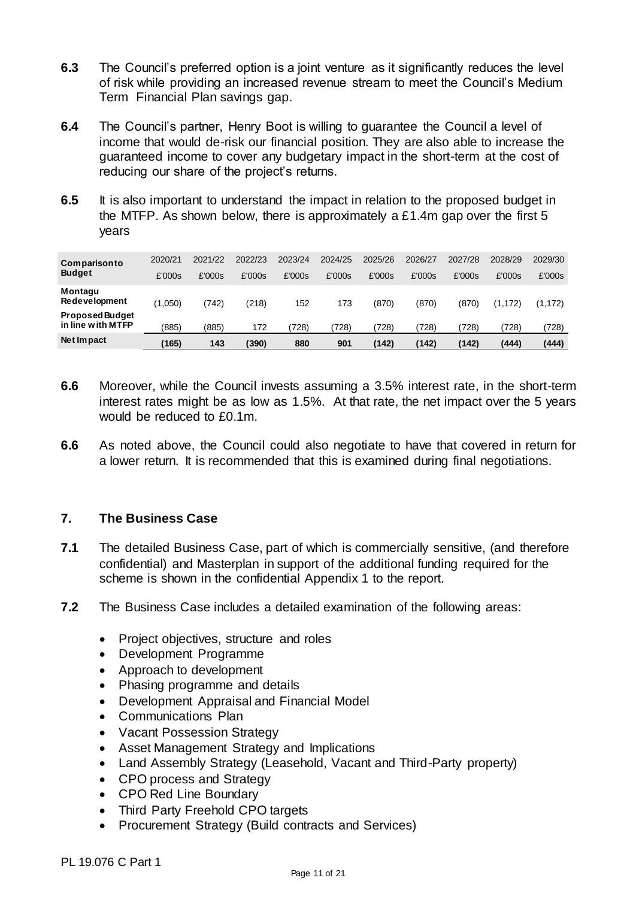**6.3** The Council's preferred option is a joint venture as it significantly reduces the level of risk while providing an increased revenue stream to meet the Council's Medium Term Financial Plan savings gap.

**6.4** The Council's partner, Henry Boot is willing to guarantee the Council a level of income that would de-risk our financial position. They are also able to increase the guaranteed income to cover any budgetary impact in the short-term at the cost of reducing our share of the project's returns.

**6.5** It is also important to understand the impact in relation to the proposed budget in the MTFP. As shown below, there is approximately a £1.4m gap over the first 5 years

| Comparison to Budget | 2020/21 £'000s | 2021/22 £'000s | 2022/23 £'000s | 2023/24 £'000s | 2024/25 £'000s | 2025/26 £'000s | 2026/27 £'000s | 2027/28 £'000s | 2028/29 £'000s | 2029/30 £'000s |
|---|---|---|---|---|---|---|---|---|---|---|
| **Montagu Redevelopment** | (1,050) | (742) | (218) | 152 | 173 | (870) | (870) | (870) | (1,172) | (1,172) |
| **Proposed Budget in line with MTFP** | (885) | (885) | 172 | (728) | (728) | (728) | (728) | (728) | (728) | (728) |
| **Net Impact** | **(165)** | **143** | **(390)** | **880** | **901** | **(142)** | **(142)** | **(142)** | **(444)** | **(444)** |

**6.6** Moreover, while the Council invests assuming a 3.5% interest rate, in the short-term interest rates might be as low as 1.5%. At that rate, the net impact over the 5 years would be reduced to £0.1m.

**6.6** As noted above, the Council could also negotiate to have that covered in return for a lower return. It is recommended that this is examined during final negotiations.

## 7. The Business Case

**7.1** The detailed Business Case, part of which is commercially sensitive, (and therefore confidential) and Masterplan in support of the additional funding required for the scheme is shown in the confidential Appendix 1 to the report.

**7.2** The Business Case includes a detailed examination of the following areas:

- Project objectives, structure and roles
- Development Programme
- Approach to development
- Phasing programme and details
- Development Appraisal and Financial Model
- Communications Plan
- Vacant Possession Strategy
- Asset Management Strategy and Implications
- Land Assembly Strategy (Leasehold, Vacant and Third-Party property)
- CPO process and Strategy
- CPO Red Line Boundary
- Third Party Freehold CPO targets
- Procurement Strategy (Build contracts and Services)

PL 19.076 C Part 1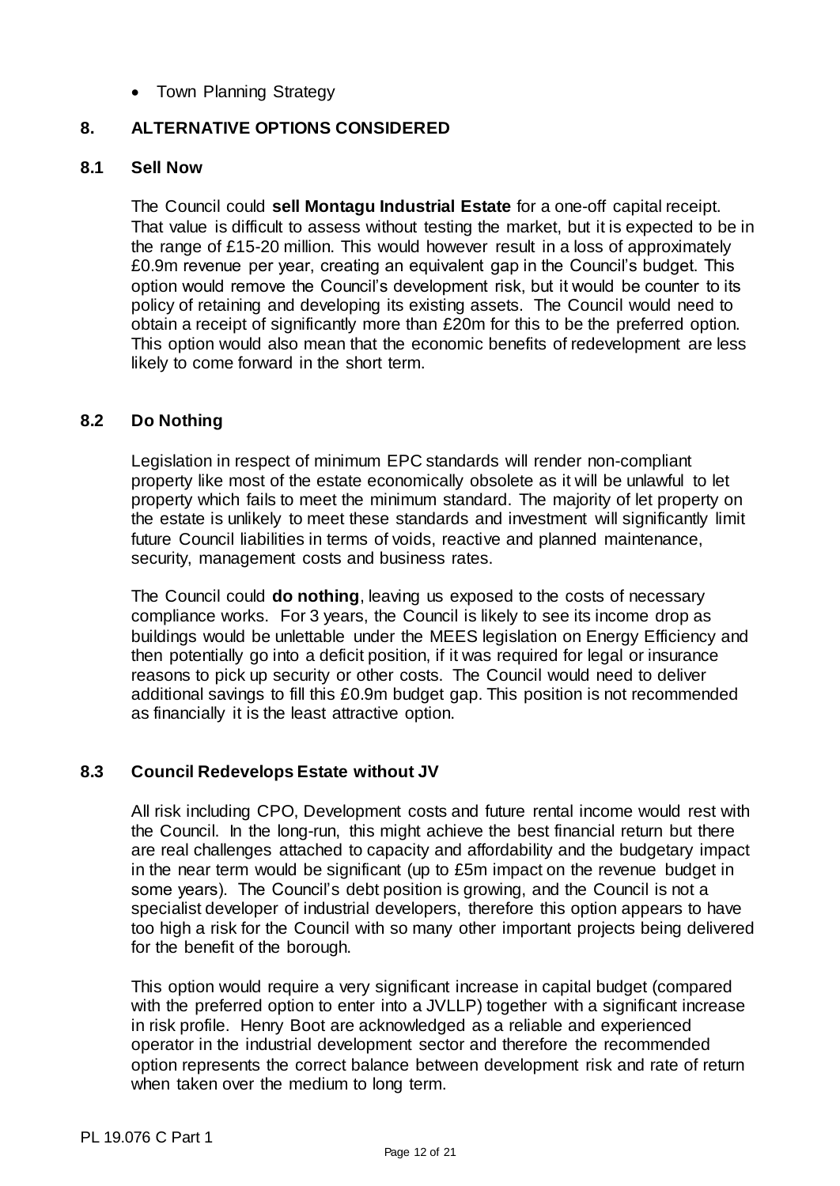- Town Planning Strategy

## 8. ALTERNATIVE OPTIONS CONSIDERED

### 8.1 Sell Now

The Council could **sell Montagu Industrial Estate** for a one-off capital receipt. That value is difficult to assess without testing the market, but it is expected to be in the range of £15-20 million. This would however result in a loss of approximately £0.9m revenue per year, creating an equivalent gap in the Council's budget. This option would remove the Council's development risk, but it would be counter to its policy of retaining and developing its existing assets. The Council would need to obtain a receipt of significantly more than £20m for this to be the preferred option. This option would also mean that the economic benefits of redevelopment are less likely to come forward in the short term.

### 8.2 Do Nothing

Legislation in respect of minimum EPC standards will render non-compliant property like most of the estate economically obsolete as it will be unlawful to let property which fails to meet the minimum standard. The majority of let property on the estate is unlikely to meet these standards and investment will significantly limit future Council liabilities in terms of voids, reactive and planned maintenance, security, management costs and business rates.

The Council could **do nothing**, leaving us exposed to the costs of necessary compliance works. For 3 years, the Council is likely to see its income drop as buildings would be unlettable under the MEES legislation on Energy Efficiency and then potentially go into a deficit position, if it was required for legal or insurance reasons to pick up security or other costs. The Council would need to deliver additional savings to fill this £0.9m budget gap. This position is not recommended as financially it is the least attractive option.

### 8.3 Council Redevelops Estate without JV

All risk including CPO, Development costs and future rental income would rest with the Council. In the long-run, this might achieve the best financial return but there are real challenges attached to capacity and affordability and the budgetary impact in the near term would be significant (up to £5m impact on the revenue budget in some years). The Council's debt position is growing, and the Council is not a specialist developer of industrial developers, therefore this option appears to have too high a risk for the Council with so many other important projects being delivered for the benefit of the borough.

This option would require a very significant increase in capital budget (compared with the preferred option to enter into a JVLLP) together with a significant increase in risk profile. Henry Boot are acknowledged as a reliable and experienced operator in the industrial development sector and therefore the recommended option represents the correct balance between development risk and rate of return when taken over the medium to long term.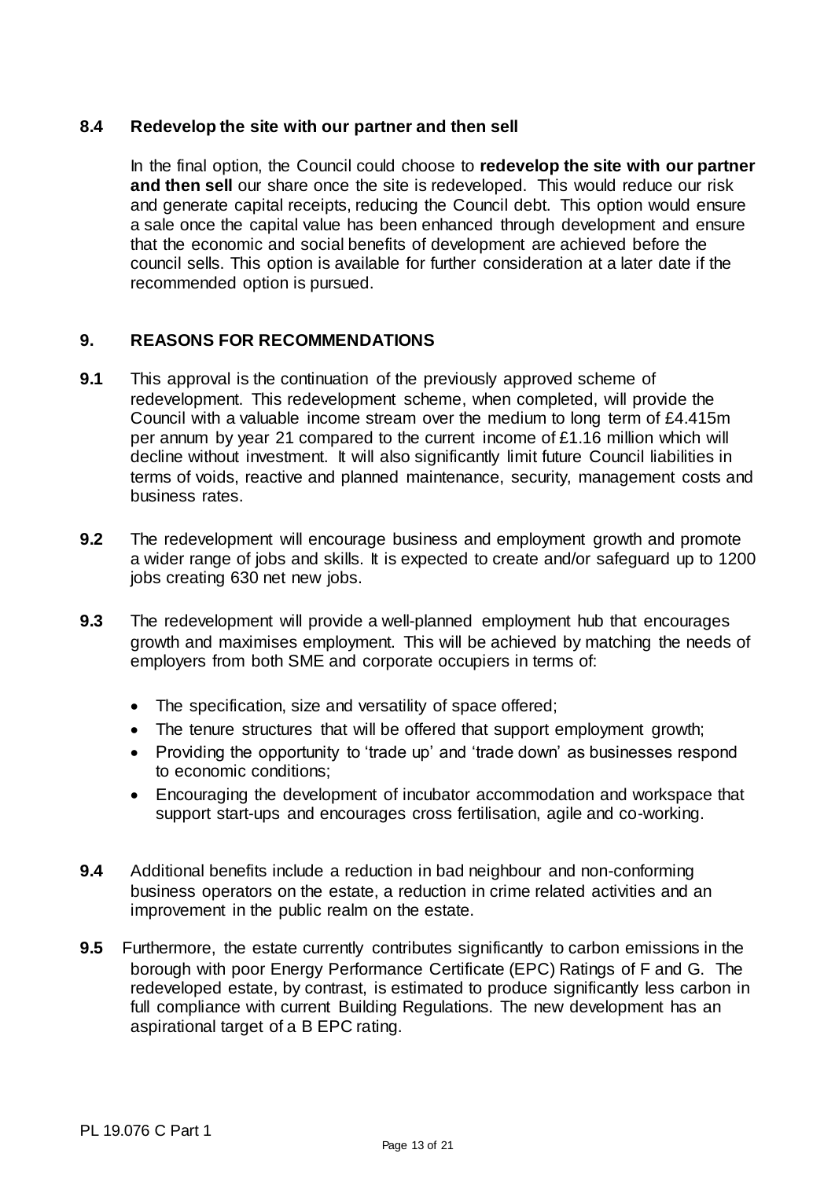### 8.4 Redevelop the site with our partner and then sell

In the final option, the Council could choose to **redevelop the site with our partner and then sell** our share once the site is redeveloped. This would reduce our risk and generate capital receipts, reducing the Council debt. This option would ensure a sale once the capital value has been enhanced through development and ensure that the economic and social benefits of development are achieved before the council sells. This option is available for further consideration at a later date if the recommended option is pursued.

## 9. REASONS FOR RECOMMENDATIONS

**9.1** This approval is the continuation of the previously approved scheme of redevelopment. This redevelopment scheme, when completed, will provide the Council with a valuable income stream over the medium to long term of £4.415m per annum by year 21 compared to the current income of £1.16 million which will decline without investment. It will also significantly limit future Council liabilities in terms of voids, reactive and planned maintenance, security, management costs and business rates.

**9.2** The redevelopment will encourage business and employment growth and promote a wider range of jobs and skills. It is expected to create and/or safeguard up to 1200 jobs creating 630 net new jobs.

**9.3** The redevelopment will provide a well-planned employment hub that encourages growth and maximises employment. This will be achieved by matching the needs of employers from both SME and corporate occupiers in terms of:

- The specification, size and versatility of space offered;
- The tenure structures that will be offered that support employment growth;
- Providing the opportunity to 'trade up' and 'trade down' as businesses respond to economic conditions;
- Encouraging the development of incubator accommodation and workspace that support start-ups and encourages cross fertilisation, agile and co-working.

**9.4** Additional benefits include a reduction in bad neighbour and non-conforming business operators on the estate, a reduction in crime related activities and an improvement in the public realm on the estate.

**9.5** Furthermore, the estate currently contributes significantly to carbon emissions in the borough with poor Energy Performance Certificate (EPC) Ratings of F and G. The redeveloped estate, by contrast, is estimated to produce significantly less carbon in full compliance with current Building Regulations. The new development has an aspirational target of a B EPC rating.

PL 19.076 C Part 1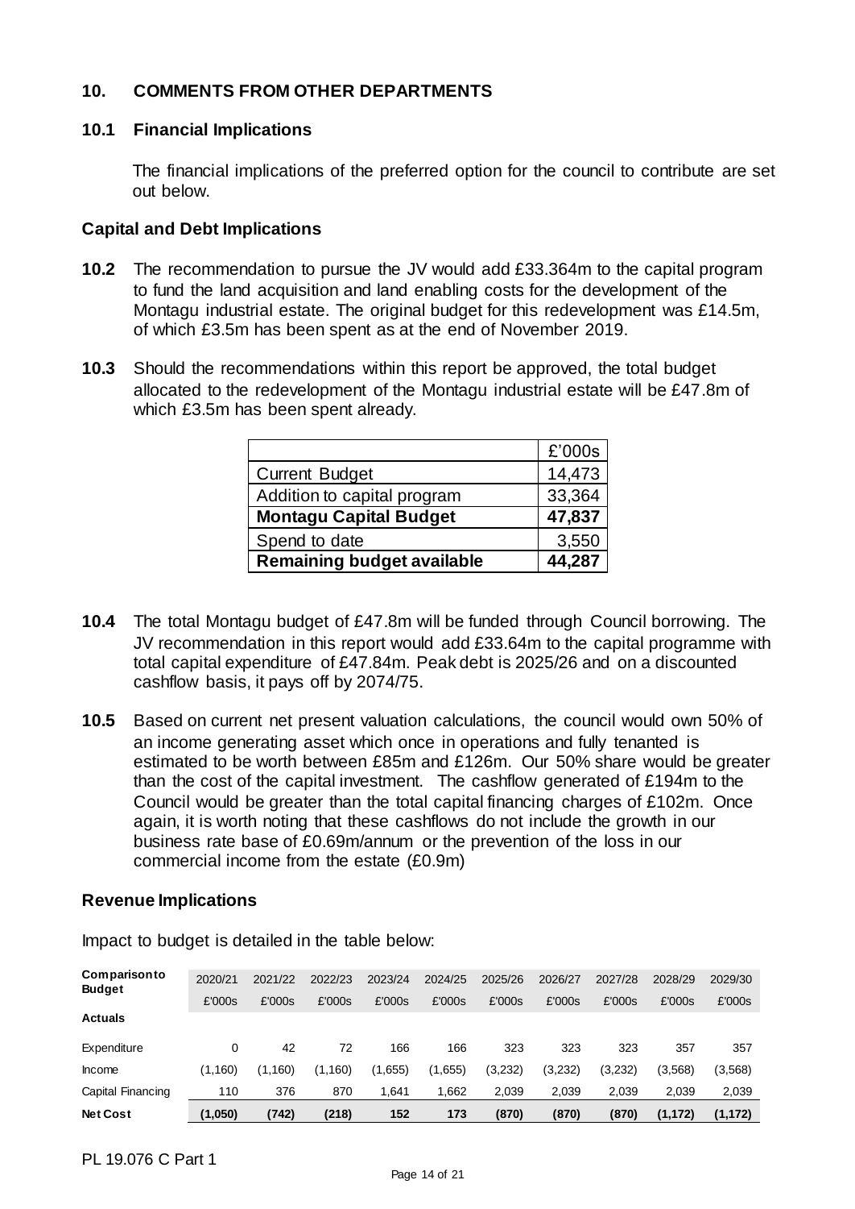## 10. COMMENTS FROM OTHER DEPARTMENTS

### 10.1 Financial Implications

The financial implications of the preferred option for the council to contribute are set out below.

### Capital and Debt Implications

**10.2** The recommendation to pursue the JV would add £33.364m to the capital program to fund the land acquisition and land enabling costs for the development of the Montagu industrial estate. The original budget for this redevelopment was £14.5m, of which £3.5m has been spent as at the end of November 2019.

**10.3** Should the recommendations within this report be approved, the total budget allocated to the redevelopment of the Montagu industrial estate will be £47.8m of which £3.5m has been spent already.

| | £'000s |
|---|---|
| Current Budget | 14,473 |
| Addition to capital program | 33,364 |
| **Montagu Capital Budget** | **47,837** |
| Spend to date | 3,550 |
| **Remaining budget available** | **44,287** |

**10.4** The total Montagu budget of £47.8m will be funded through Council borrowing. The JV recommendation in this report would add £33.64m to the capital programme with total capital expenditure of £47.84m. Peak debt is 2025/26 and on a discounted cashflow basis, it pays off by 2074/75.

**10.5** Based on current net present valuation calculations, the council would own 50% of an income generating asset which once in operations and fully tenanted is estimated to be worth between £85m and £126m. Our 50% share would be greater than the cost of the capital investment. The cashflow generated of £194m to the Council would be greater than the total capital financing charges of £102m. Once again, it is worth noting that these cashflows do not include the growth in our business rate base of £0.69m/annum or the prevention of the loss in our commercial income from the estate (£0.9m)

### Revenue Implications

Impact to budget is detailed in the table below:

| **Comparison to Budget** | 2020/21 | 2021/22 | 2022/23 | 2023/24 | 2024/25 | 2025/26 | 2026/27 | 2027/28 | 2028/29 | 2029/30 |
|---|---|---|---|---|---|---|---|---|---|---|
| | £'000s | £'000s | £'000s | £'000s | £'000s | £'000s | £'000s | £'000s | £'000s | £'000s |
| **Actuals** | | | | | | | | | | |
| Expenditure | 0 | 42 | 72 | 166 | 166 | 323 | 323 | 323 | 357 | 357 |
| Income | (1,160) | (1,160) | (1,160) | (1,655) | (1,655) | (3,232) | (3,232) | (3,232) | (3,568) | (3,568) |
| Capital Financing | 110 | 376 | 870 | 1,641 | 1,662 | 2,039 | 2,039 | 2,039 | 2,039 | 2,039 |
| **Net Cost** | **(1,050)** | **(742)** | **(218)** | **152** | **173** | **(870)** | **(870)** | **(870)** | **(1,172)** | **(1,172)** |

PL 19.076 C Part 1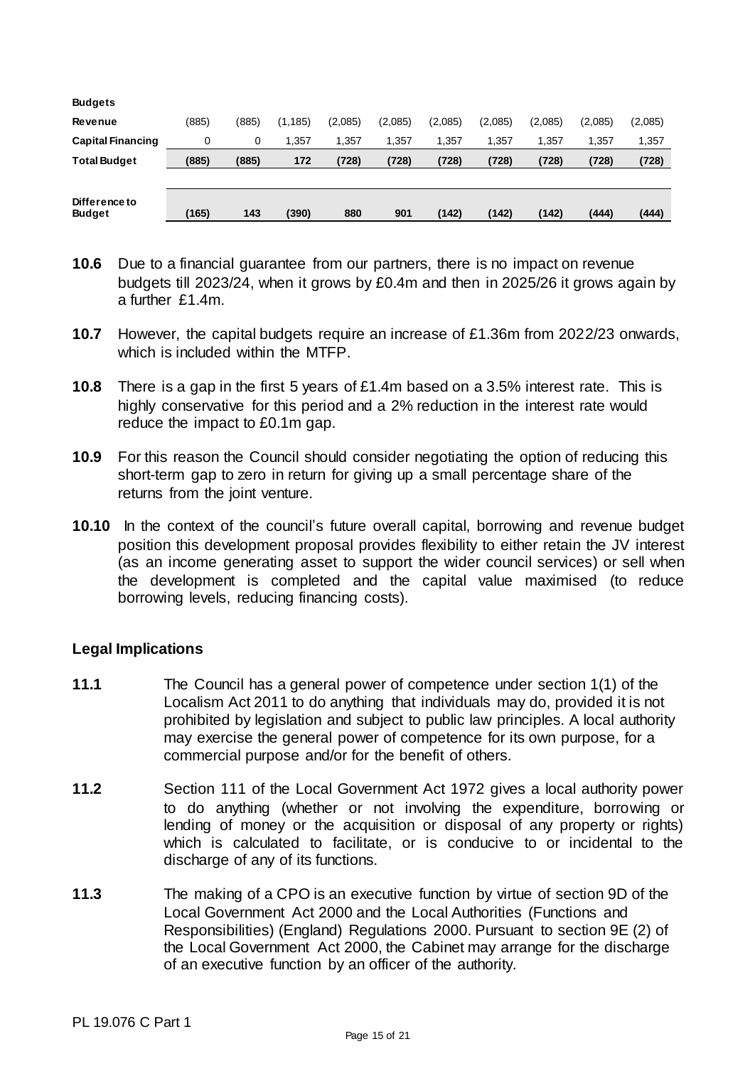| Budgets | | | | | | | | | | |
|---|---|---|---|---|---|---|---|---|---|---|
| **Revenue** | (885) | (885) | (1,185) | (2,085) | (2,085) | (2,085) | (2,085) | (2,085) | (2,085) | (2,085) |
| **Capital Financing** | 0 | 0 | 1,357 | 1,357 | 1,357 | 1,357 | 1,357 | 1,357 | 1,357 | 1,357 |
| **Total Budget** | **(885)** | **(885)** | **172** | **(728)** | **(728)** | **(728)** | **(728)** | **(728)** | **(728)** | **(728)** |
| | | | | | | | | | | |
| **Difference to Budget** | **(165)** | **143** | **(390)** | **880** | **901** | **(142)** | **(142)** | **(142)** | **(444)** | **(444)** |

**10.6** Due to a financial guarantee from our partners, there is no impact on revenue budgets till 2023/24, when it grows by £0.4m and then in 2025/26 it grows again by a further £1.4m.

**10.7** However, the capital budgets require an increase of £1.36m from 2022/23 onwards, which is included within the MTFP.

**10.8** There is a gap in the first 5 years of £1.4m based on a 3.5% interest rate. This is highly conservative for this period and a 2% reduction in the interest rate would reduce the impact to £0.1m gap.

**10.9** For this reason the Council should consider negotiating the option of reducing this short-term gap to zero in return for giving up a small percentage share of the returns from the joint venture.

**10.10** In the context of the council's future overall capital, borrowing and revenue budget position this development proposal provides flexibility to either retain the JV interest (as an income generating asset to support the wider council services) or sell when the development is completed and the capital value maximised (to reduce borrowing levels, reducing financing costs).

## Legal Implications

**11.1** The Council has a general power of competence under section 1(1) of the Localism Act 2011 to do anything that individuals may do, provided it is not prohibited by legislation and subject to public law principles. A local authority may exercise the general power of competence for its own purpose, for a commercial purpose and/or for the benefit of others.

**11.2** Section 111 of the Local Government Act 1972 gives a local authority power to do anything (whether or not involving the expenditure, borrowing or lending of money or the acquisition or disposal of any property or rights) which is calculated to facilitate, or is conducive to or incidental to the discharge of any of its functions.

**11.3** The making of a CPO is an executive function by virtue of section 9D of the Local Government Act 2000 and the Local Authorities (Functions and Responsibilities) (England) Regulations 2000. Pursuant to section 9E (2) of the Local Government Act 2000, the Cabinet may arrange for the discharge of an executive function by an officer of the authority.

PL 19.076 C Part 1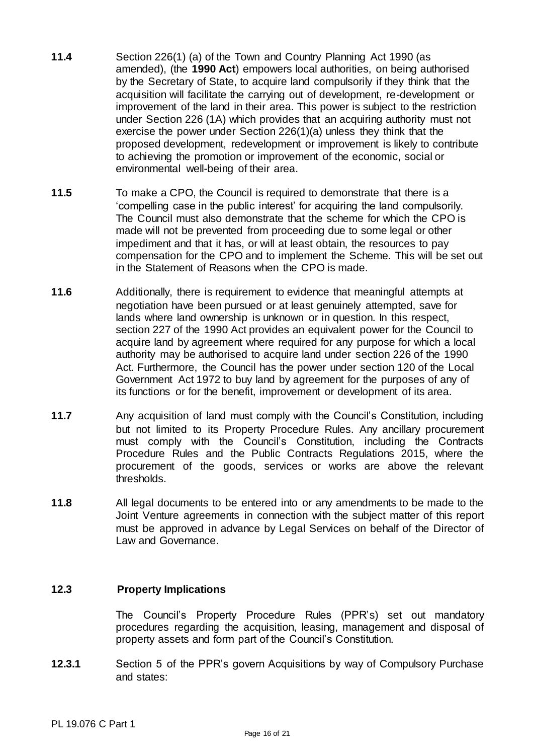**11.4** Section 226(1) (a) of the Town and Country Planning Act 1990 (as amended), (the **1990 Act**) empowers local authorities, on being authorised by the Secretary of State, to acquire land compulsorily if they think that the acquisition will facilitate the carrying out of development, re-development or improvement of the land in their area. This power is subject to the restriction under Section 226 (1A) which provides that an acquiring authority must not exercise the power under Section 226(1)(a) unless they think that the proposed development, redevelopment or improvement is likely to contribute to achieving the promotion or improvement of the economic, social or environmental well-being of their area.

**11.5** To make a CPO, the Council is required to demonstrate that there is a 'compelling case in the public interest' for acquiring the land compulsorily. The Council must also demonstrate that the scheme for which the CPO is made will not be prevented from proceeding due to some legal or other impediment and that it has, or will at least obtain, the resources to pay compensation for the CPO and to implement the Scheme. This will be set out in the Statement of Reasons when the CPO is made.

**11.6** Additionally, there is requirement to evidence that meaningful attempts at negotiation have been pursued or at least genuinely attempted, save for lands where land ownership is unknown or in question. In this respect, section 227 of the 1990 Act provides an equivalent power for the Council to acquire land by agreement where required for any purpose for which a local authority may be authorised to acquire land under section 226 of the 1990 Act. Furthermore, the Council has the power under section 120 of the Local Government Act 1972 to buy land by agreement for the purposes of any of its functions or for the benefit, improvement or development of its area.

**11.7** Any acquisition of land must comply with the Council's Constitution, including but not limited to its Property Procedure Rules. Any ancillary procurement must comply with the Council's Constitution, including the Contracts Procedure Rules and the Public Contracts Regulations 2015, where the procurement of the goods, services or works are above the relevant thresholds.

**11.8** All legal documents to be entered into or any amendments to be made to the Joint Venture agreements in connection with the subject matter of this report must be approved in advance by Legal Services on behalf of the Director of Law and Governance.

## 12.3 Property Implications

The Council's Property Procedure Rules (PPR's) set out mandatory procedures regarding the acquisition, leasing, management and disposal of property assets and form part of the Council's Constitution.

**12.3.1** Section 5 of the PPR's govern Acquisitions by way of Compulsory Purchase and states: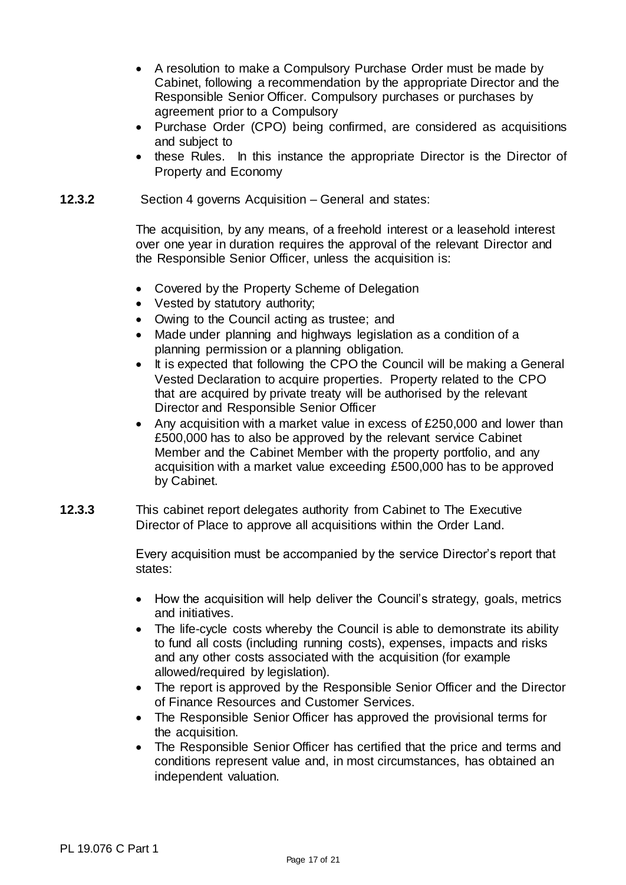- A resolution to make a Compulsory Purchase Order must be made by Cabinet, following a recommendation by the appropriate Director and the Responsible Senior Officer. Compulsory purchases or purchases by agreement prior to a Compulsory
- Purchase Order (CPO) being confirmed, are considered as acquisitions and subject to
- these Rules. In this instance the appropriate Director is the Director of Property and Economy

**12.3.2** Section 4 governs Acquisition – General and states:

The acquisition, by any means, of a freehold interest or a leasehold interest over one year in duration requires the approval of the relevant Director and the Responsible Senior Officer, unless the acquisition is:

- Covered by the Property Scheme of Delegation
- Vested by statutory authority;
- Owing to the Council acting as trustee; and
- Made under planning and highways legislation as a condition of a planning permission or a planning obligation.
- It is expected that following the CPO the Council will be making a General Vested Declaration to acquire properties. Property related to the CPO that are acquired by private treaty will be authorised by the relevant Director and Responsible Senior Officer
- Any acquisition with a market value in excess of £250,000 and lower than £500,000 has to also be approved by the relevant service Cabinet Member and the Cabinet Member with the property portfolio, and any acquisition with a market value exceeding £500,000 has to be approved by Cabinet.

**12.3.3** This cabinet report delegates authority from Cabinet to The Executive Director of Place to approve all acquisitions within the Order Land.

Every acquisition must be accompanied by the service Director's report that states:

- How the acquisition will help deliver the Council's strategy, goals, metrics and initiatives.
- The life-cycle costs whereby the Council is able to demonstrate its ability to fund all costs (including running costs), expenses, impacts and risks and any other costs associated with the acquisition (for example allowed/required by legislation).
- The report is approved by the Responsible Senior Officer and the Director of Finance Resources and Customer Services.
- The Responsible Senior Officer has approved the provisional terms for the acquisition.
- The Responsible Senior Officer has certified that the price and terms and conditions represent value and, in most circumstances, has obtained an independent valuation.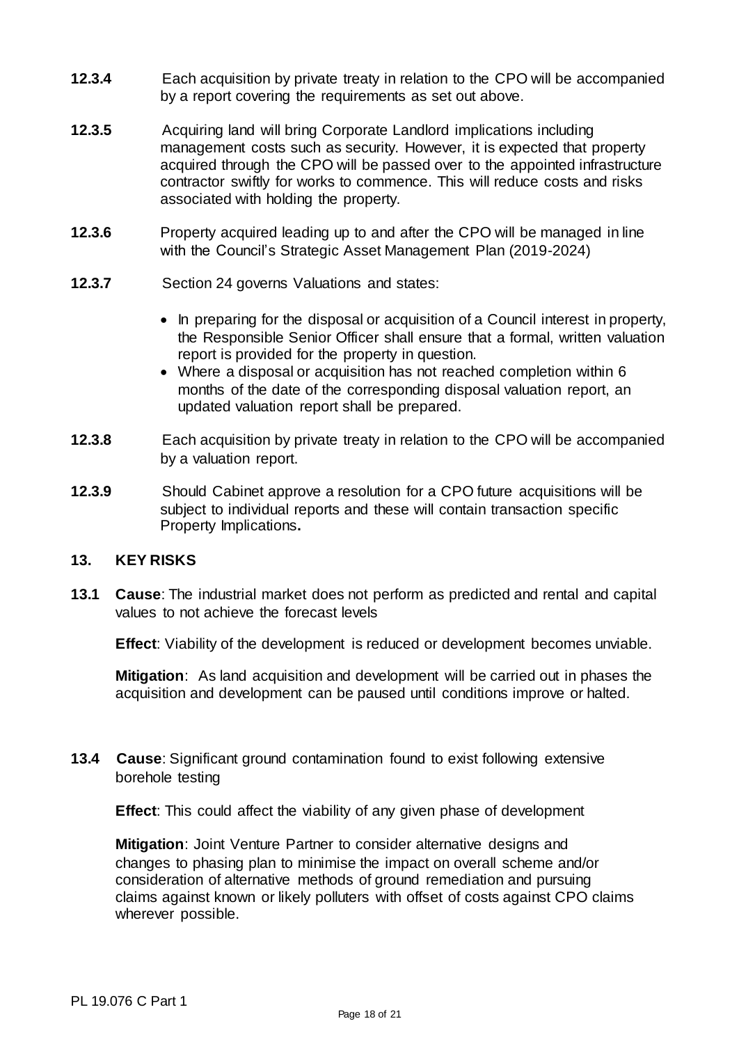**12.3.4** Each acquisition by private treaty in relation to the CPO will be accompanied by a report covering the requirements as set out above.

**12.3.5** Acquiring land will bring Corporate Landlord implications including management costs such as security. However, it is expected that property acquired through the CPO will be passed over to the appointed infrastructure contractor swiftly for works to commence. This will reduce costs and risks associated with holding the property.

**12.3.6** Property acquired leading up to and after the CPO will be managed in line with the Council's Strategic Asset Management Plan (2019-2024)

**12.3.7** Section 24 governs Valuations and states:

- In preparing for the disposal or acquisition of a Council interest in property, the Responsible Senior Officer shall ensure that a formal, written valuation report is provided for the property in question.
- Where a disposal or acquisition has not reached completion within 6 months of the date of the corresponding disposal valuation report, an updated valuation report shall be prepared.

**12.3.8** Each acquisition by private treaty in relation to the CPO will be accompanied by a valuation report.

**12.3.9** Should Cabinet approve a resolution for a CPO future acquisitions will be subject to individual reports and these will contain transaction specific Property Implications**.**

## 13. KEY RISKS

**13.1** **Cause**: The industrial market does not perform as predicted and rental and capital values to not achieve the forecast levels

**Effect**: Viability of the development is reduced or development becomes unviable.

**Mitigation**: As land acquisition and development will be carried out in phases the acquisition and development can be paused until conditions improve or halted.

**13.4** **Cause**: Significant ground contamination found to exist following extensive borehole testing

**Effect**: This could affect the viability of any given phase of development

**Mitigation**: Joint Venture Partner to consider alternative designs and changes to phasing plan to minimise the impact on overall scheme and/or consideration of alternative methods of ground remediation and pursuing claims against known or likely polluters with offset of costs against CPO claims wherever possible.

PL 19.076 C Part 1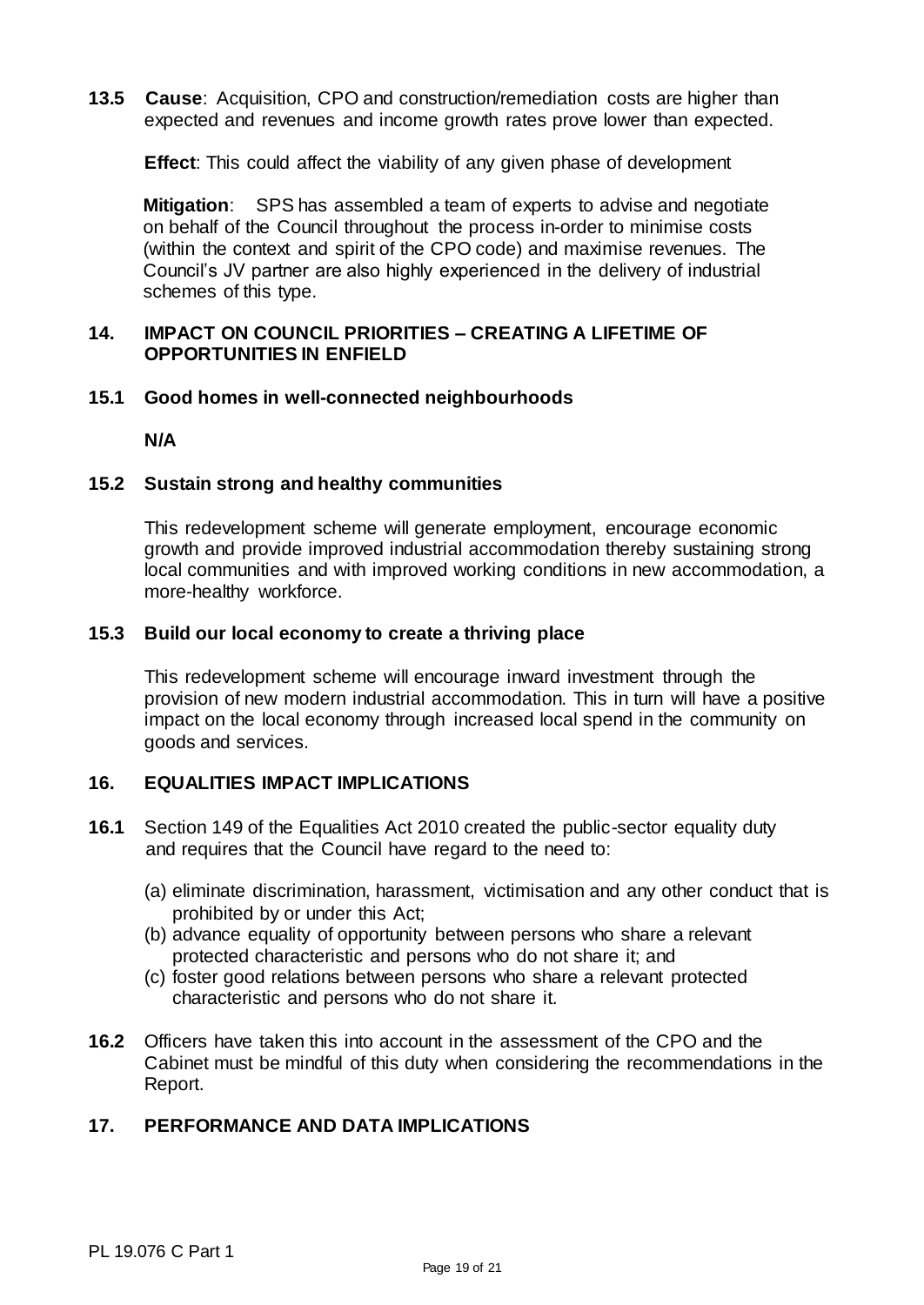**13.5** **Cause**: Acquisition, CPO and construction/remediation costs are higher than expected and revenues and income growth rates prove lower than expected.

**Effect**: This could affect the viability of any given phase of development

**Mitigation**: SPS has assembled a team of experts to advise and negotiate on behalf of the Council throughout the process in-order to minimise costs (within the context and spirit of the CPO code) and maximise revenues. The Council's JV partner are also highly experienced in the delivery of industrial schemes of this type.

## 14. IMPACT ON COUNCIL PRIORITIES – CREATING A LIFETIME OF OPPORTUNITIES IN ENFIELD

### 15.1 Good homes in well-connected neighbourhoods

**N/A**

### 15.2 Sustain strong and healthy communities

This redevelopment scheme will generate employment, encourage economic growth and provide improved industrial accommodation thereby sustaining strong local communities and with improved working conditions in new accommodation, a more-healthy workforce.

### 15.3 Build our local economy to create a thriving place

This redevelopment scheme will encourage inward investment through the provision of new modern industrial accommodation. This in turn will have a positive impact on the local economy through increased local spend in the community on goods and services.

## 16. EQUALITIES IMPACT IMPLICATIONS

**16.1** Section 149 of the Equalities Act 2010 created the public-sector equality duty and requires that the Council have regard to the need to:

(a) eliminate discrimination, harassment, victimisation and any other conduct that is prohibited by or under this Act;
(b) advance equality of opportunity between persons who share a relevant protected characteristic and persons who do not share it; and
(c) foster good relations between persons who share a relevant protected characteristic and persons who do not share it.

**16.2** Officers have taken this into account in the assessment of the CPO and the Cabinet must be mindful of this duty when considering the recommendations in the Report.

## 17. PERFORMANCE AND DATA IMPLICATIONS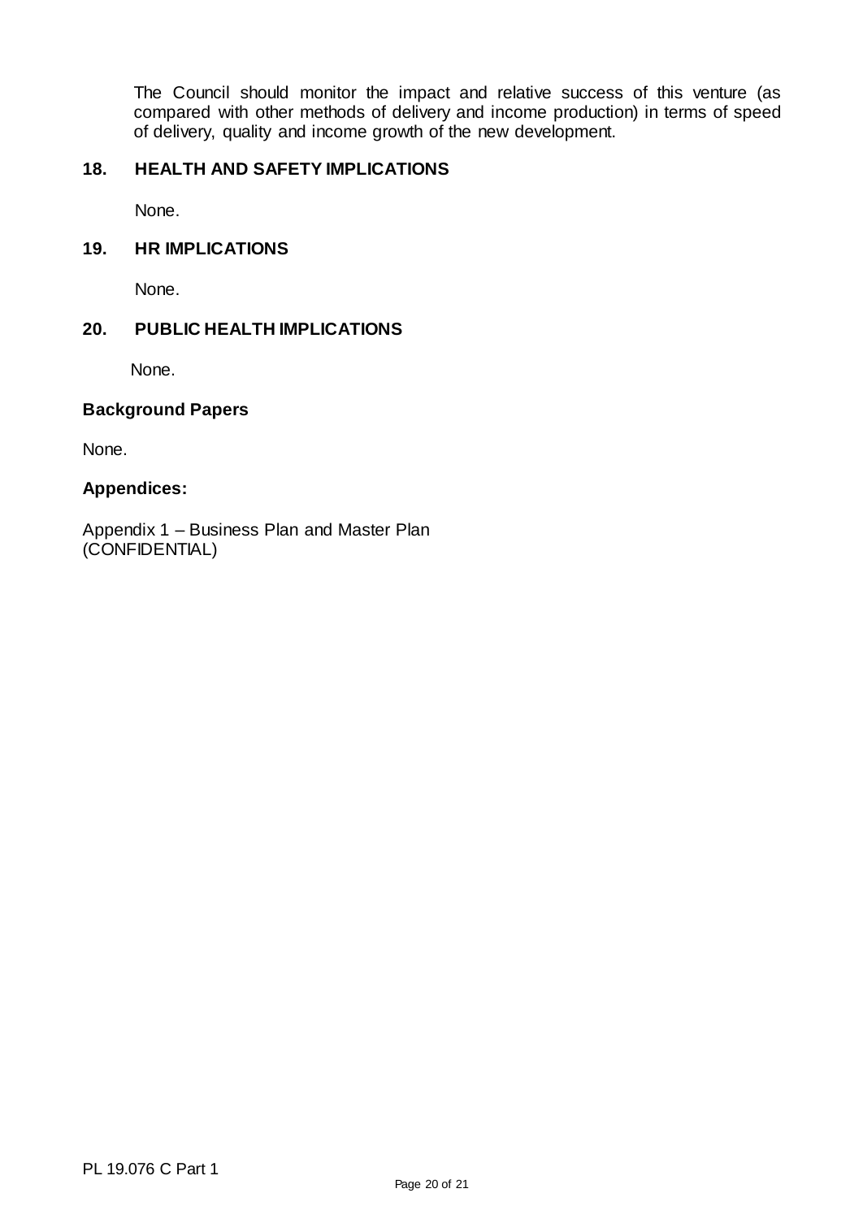The Council should monitor the impact and relative success of this venture (as compared with other methods of delivery and income production) in terms of speed of delivery, quality and income growth of the new development.

## 18. HEALTH AND SAFETY IMPLICATIONS

None.

## 19. HR IMPLICATIONS

None.

## 20. PUBLIC HEALTH IMPLICATIONS

None.

### Background Papers

None.

### Appendices:

Appendix 1 – Business Plan and Master Plan (CONFIDENTIAL)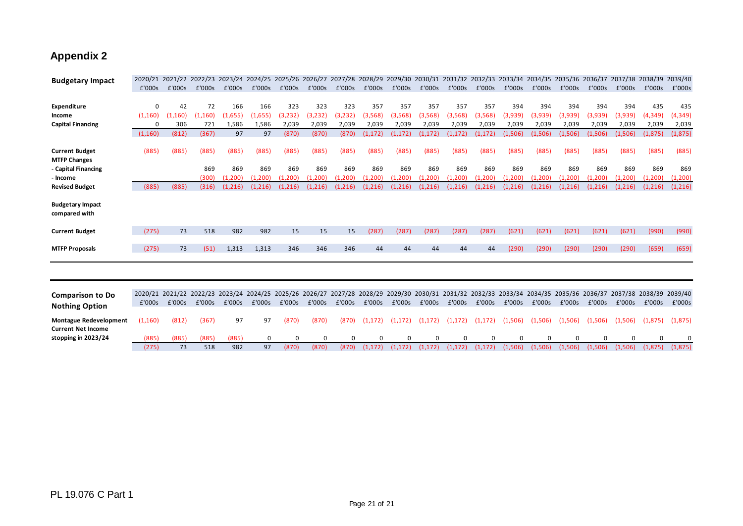## Appendix 2

| Budgetary Impact | 2020/21 £'000s | 2021/22 £'000s | 2022/23 £'000s | 2023/24 £'000s | 2024/25 £'000s | 2025/26 £'000s | 2026/27 £'000s | 2027/28 £'000s | 2028/29 £'000s | 2029/30 £'000s | 2030/31 £'000s | 2031/32 £'000s | 2032/33 £'000s | 2033/34 £'000s | 2034/35 £'000s | 2035/36 £'000s | 2036/37 £'000s | 2037/38 £'000s | 2038/39 £'000s | 2039/40 £'000s |
|---|---|---|---|---|---|---|---|---|---|---|---|---|---|---|---|---|---|---|---|---|
| **Expenditure** | 0 | 42 | 72 | 166 | 166 | 323 | 323 | 323 | 357 | 357 | 357 | 357 | 357 | 394 | 394 | 394 | 394 | 394 | 435 | 435 |
| **Income** | (1,160) | (1,160) | (1,160) | (1,655) | (1,655) | (3,232) | (3,232) | (3,232) | (3,568) | (3,568) | (3,568) | (3,568) | (3,568) | (3,939) | (3,939) | (3,939) | (3,939) | (3,939) | (4,349) | (4,349) |
| **Capital Financing** | 0 | 306 | 721 | 1,586 | 1,586 | 2,039 | 2,039 | 2,039 | 2,039 | 2,039 | 2,039 | 2,039 | 2,039 | 2,039 | 2,039 | 2,039 | 2,039 | 2,039 | 2,039 | 2,039 |
| | (1,160) | (812) | (367) | 97 | 97 | (870) | (870) | (870) | (1,172) | (1,172) | (1,172) | (1,172) | (1,172) | (1,506) | (1,506) | (1,506) | (1,506) | (1,506) | (1,875) | (1,875) |
| **Current Budget** | (885) | (885) | (885) | (885) | (885) | (885) | (885) | (885) | (885) | (885) | (885) | (885) | (885) | (885) | (885) | (885) | (885) | (885) | (885) | (885) |
| **MTFP Changes** | | | | | | | | | | | | | | | | | | | | |
| **- Capital Financing** | | | 869 | 869 | 869 | 869 | 869 | 869 | 869 | 869 | 869 | 869 | 869 | 869 | 869 | 869 | 869 | 869 | 869 | 869 |
| **- Income** | | | (300) | (1,200) | (1,200) | (1,200) | (1,200) | (1,200) | (1,200) | (1,200) | (1,200) | (1,200) | (1,200) | (1,200) | (1,200) | (1,200) | (1,200) | (1,200) | (1,200) | (1,200) |
| **Revised Budget** | (885) | (885) | (316) | (1,216) | (1,216) | (1,216) | (1,216) | (1,216) | (1,216) | (1,216) | (1,216) | (1,216) | (1,216) | (1,216) | (1,216) | (1,216) | (1,216) | (1,216) | (1,216) | (1,216) |
| **Budgetary Impact compared with** | | | | | | | | | | | | | | | | | | | | |
| **Current Budget** | (275) | 73 | 518 | 982 | 982 | 15 | 15 | 15 | (287) | (287) | (287) | (287) | (287) | (621) | (621) | (621) | (621) | (621) | (990) | (990) |
| **MTFP Proposals** | (275) | 73 | (51) | 1,313 | 1,313 | 346 | 346 | 346 | 44 | 44 | 44 | 44 | 44 | (290) | (290) | (290) | (290) | (290) | (659) | (659) |

| Comparison to Do Nothing Option | 2020/21 £'000s | 2021/22 £'000s | 2022/23 £'000s | 2023/24 £'000s | 2024/25 £'000s | 2025/26 £'000s | 2026/27 £'000s | 2027/28 £'000s | 2028/29 £'000s | 2029/30 £'000s | 2030/31 £'000s | 2031/32 £'000s | 2032/33 £'000s | 2033/34 £'000s | 2034/35 £'000s | 2035/36 £'000s | 2036/37 £'000s | 2037/38 £'000s | 2038/39 £'000s | 2039/40 £'000s |
|---|---|---|---|---|---|---|---|---|---|---|---|---|---|---|---|---|---|---|---|---|
| **Montague Redevelopment** | (1,160) | (812) | (367) | 97 | 97 | (870) | (870) | (870) | (1,172) | (1,172) | (1,172) | (1,172) | (1,172) | (1,506) | (1,506) | (1,506) | (1,506) | (1,506) | (1,875) | (1,875) |
| **Current Net Income stopping in 2023/24** | (885) | (885) | (885) | (885) | 0 | 0 | 0 | 0 | 0 | 0 | 0 | 0 | 0 | 0 | 0 | 0 | 0 | 0 | 0 | 0 |
| | (275) | 73 | 518 | 982 | 97 | (870) | (870) | (870) | (1,172) | (1,172) | (1,172) | (1,172) | (1,172) | (1,506) | (1,506) | (1,506) | (1,506) | (1,506) | (1,875) | (1,875) |

PL 19.076 C Part 1